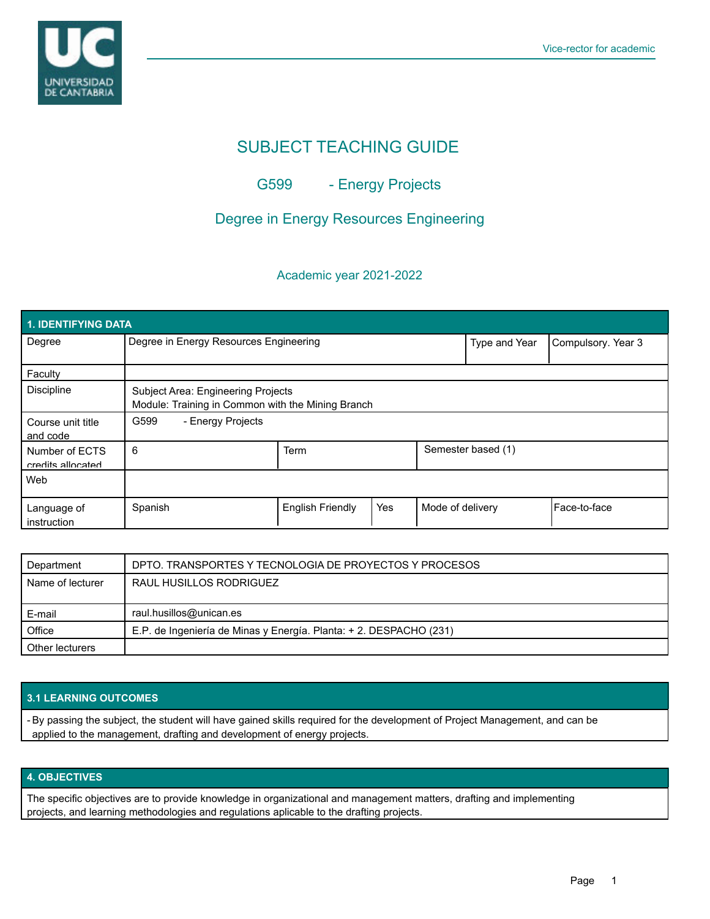# SUBJECT TEACHING GUIDE

## G599 - Energy Projects

## Degree in Energy Resources Engineering

### Academic year 2021-2022

| 1. IDENTIFYING DATA | | | | | |
|---|---|---|---|---|---|
| Degree | Degree in Energy Resources Engineering | | | Type and Year | Compulsory. Year 3 |
| Faculty | | | | | |
| Discipline | Subject Area: Engineering Projects<br>Module: Training in Common with the Mining Branch | | | | |
| Course unit title and code | G599 - Energy Projects | | | | |
| Number of ECTS credits allocated | 6 | Term | | Semester based (1) | |
| Web | | | | | |
| Language of instruction | Spanish | English Friendly | Yes | Mode of delivery | Face-to-face |

| Department | DPTO. TRANSPORTES Y TECNOLOGIA DE PROYECTOS Y PROCESOS |
|---|---|
| Name of lecturer | RAUL HUSILLOS RODRIGUEZ |
| E-mail | raul.husillos@unican.es |
| Office | E.P. de Ingeniería de Minas y Energía. Planta: + 2. DESPACHO (231) |
| Other lecturers | |

## 3.1 LEARNING OUTCOMES

- By passing the subject, the student will have gained skills required for the development of Project Management, and can be applied to the management, drafting and development of energy projects.

## 4. OBJECTIVES

The specific objectives are to provide knowledge in organizational and management matters, drafting and implementing projects, and learning methodologies and regulations aplicable to the drafting projects.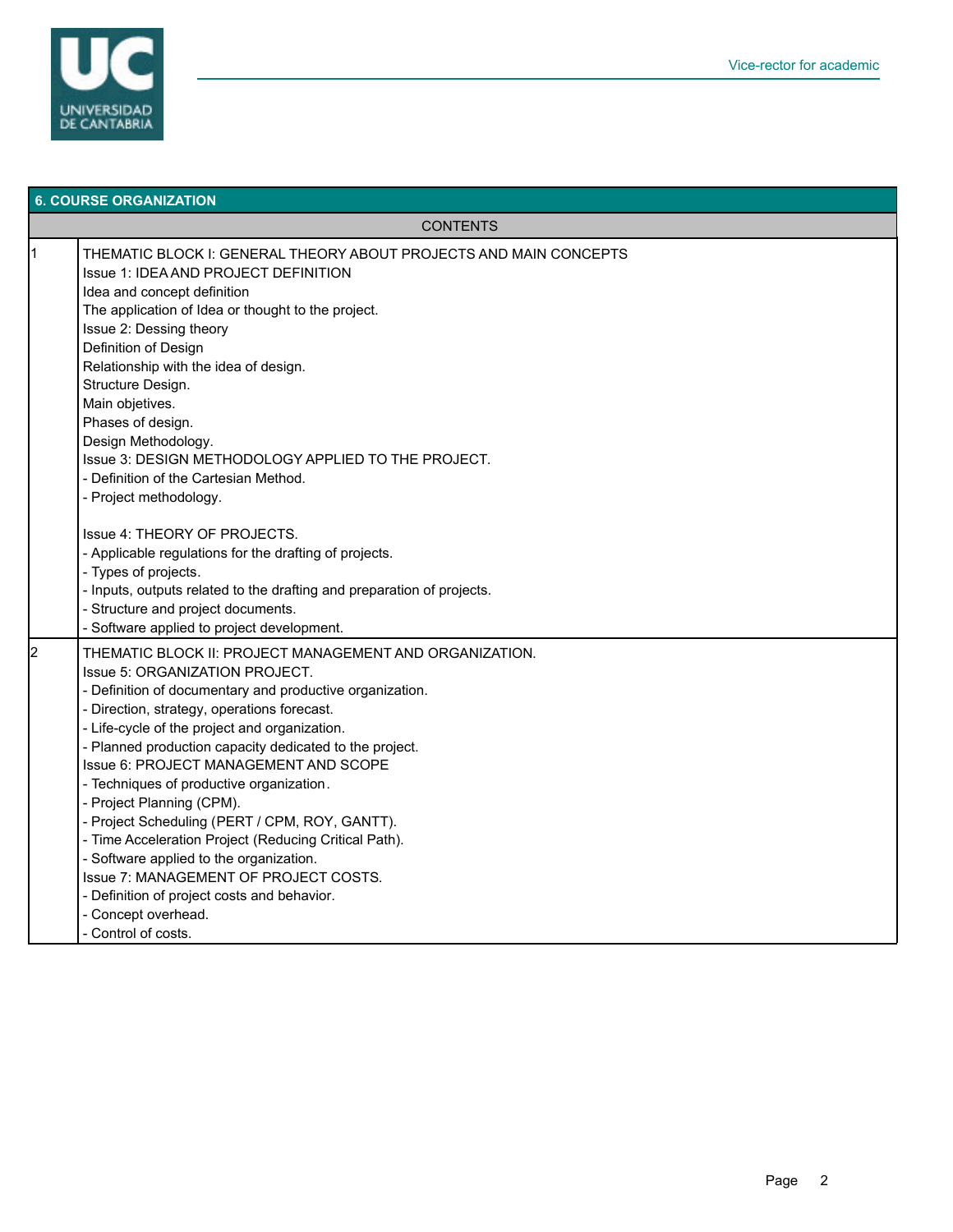## 6. COURSE ORGANIZATION

| | CONTENTS |
|---|---|
| 1 | THEMATIC BLOCK I: GENERAL THEORY ABOUT PROJECTS AND MAIN CONCEPTS<br>Issue 1: IDEA AND PROJECT DEFINITION<br>Idea and concept definition<br>The application of Idea or thought to the project.<br>Issue 2: Dessing theory<br>Definition of Design<br>Relationship with the idea of design.<br>Structure Design.<br>Main objetives.<br>Phases of design.<br>Design Methodology.<br>Issue 3: DESIGN METHODOLOGY APPLIED TO THE PROJECT.<br>- Definition of the Cartesian Method.<br>- Project methodology.<br><br>Issue 4: THEORY OF PROJECTS.<br>- Applicable regulations for the drafting of projects.<br>- Types of projects.<br>- Inputs, outputs related to the drafting and preparation of projects.<br>- Structure and project documents.<br>- Software applied to project development. |
| 2 | THEMATIC BLOCK II: PROJECT MANAGEMENT AND ORGANIZATION.<br>Issue 5: ORGANIZATION PROJECT.<br>- Definition of documentary and productive organization.<br>- Direction, strategy, operations forecast.<br>- Life-cycle of the project and organization.<br>- Planned production capacity dedicated to the project.<br>Issue 6: PROJECT MANAGEMENT AND SCOPE<br>- Techniques of productive organization.<br>- Project Planning (CPM).<br>- Project Scheduling (PERT / CPM, ROY, GANTT).<br>- Time Acceleration Project (Reducing Critical Path).<br>- Software applied to the organization.<br>Issue 7: MANAGEMENT OF PROJECT COSTS.<br>- Definition of project costs and behavior.<br>- Concept overhead.<br>- Control of costs. |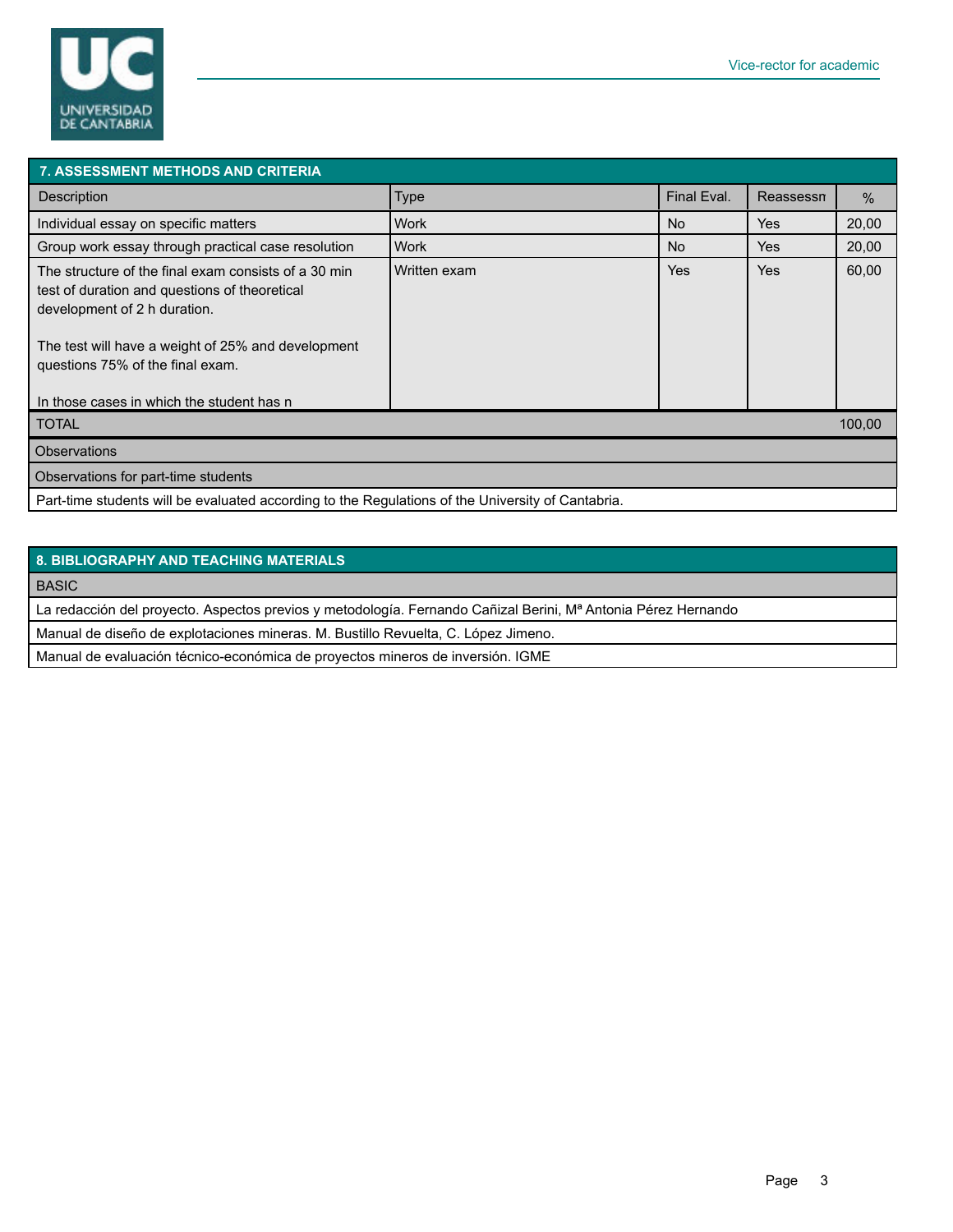## 7. ASSESSMENT METHODS AND CRITERIA

| Description | Type | Final Eval. | Reassessn | % |
|---|---|---|---|---|
| Individual essay on specific matters | Work | No | Yes | 20,00 |
| Group work essay through practical case resolution | Work | No | Yes | 20,00 |
| The structure of the final exam consists of a 30 min test of duration and questions of theoretical development of 2 h duration.<br><br>The test will have a weight of 25% and development questions 75% of the final exam.<br><br>In those cases in which the student has n | Written exam | Yes | Yes | 60,00 |
| TOTAL | | | | 100,00 |

**Observations**

**Observations for part-time students**

Part-time students will be evaluated according to the Regulations of the University of Cantabria.

## 8. BIBLIOGRAPHY AND TEACHING MATERIALS

**BASIC**

La redacción del proyecto. Aspectos previos y metodología. Fernando Cañizal Berini, Mª Antonia Pérez Hernando

Manual de diseño de explotaciones mineras. M. Bustillo Revuelta, C. López Jimeno.

Manual de evaluación técnico-económica de proyectos mineros de inversión. IGME